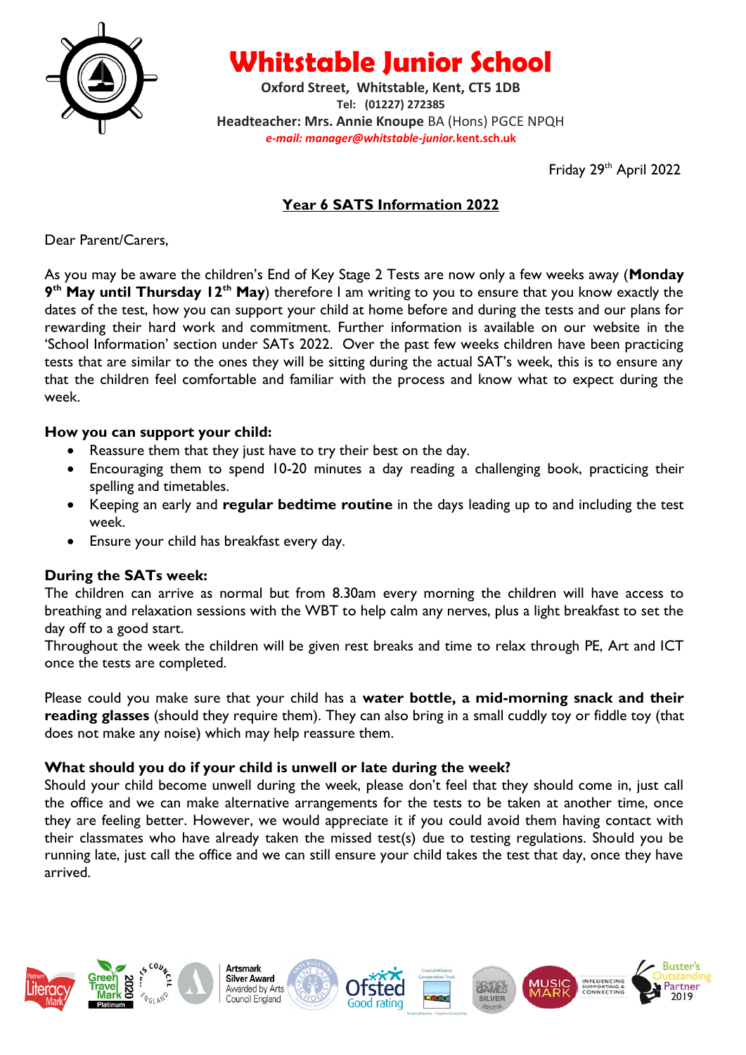# Whitstable Junior School

**Oxford Street, Whitstable, Kent, CT5 1DB**
**Tel: (01227) 272385**
**Headteacher: Mrs. Annie Knoupe** BA (Hons) PGCE NPQH
***e-mail: manager@whitstable-junior.*****kent.sch.uk**

Friday 29th April 2022

## Year 6 SATS Information 2022

Dear Parent/Carers,

As you may be aware the children's End of Key Stage 2 Tests are now only a few weeks away (**Monday 9th May until Thursday 12th May**) therefore I am writing to you to ensure that you know exactly the dates of the test, how you can support your child at home before and during the tests and our plans for rewarding their hard work and commitment. Further information is available on our website in the 'School Information' section under SATs 2022. Over the past few weeks children have been practicing tests that are similar to the ones they will be sitting during the actual SAT's week, this is to ensure any that the children feel comfortable and familiar with the process and know what to expect during the week.

### How you can support your child:

- Reassure them that they just have to try their best on the day.
- Encouraging them to spend 10-20 minutes a day reading a challenging book, practicing their spelling and timetables.
- Keeping an early and **regular bedtime routine** in the days leading up to and including the test week.
- Ensure your child has breakfast every day.

### During the SATs week:

The children can arrive as normal but from 8.30am every morning the children will have access to breathing and relaxation sessions with the WBT to help calm any nerves, plus a light breakfast to set the day off to a good start.
Throughout the week the children will be given rest breaks and time to relax through PE, Art and ICT once the tests are completed.

Please could you make sure that your child has a **water bottle, a mid-morning snack and their reading glasses** (should they require them). They can also bring in a small cuddly toy or fiddle toy (that does not make any noise) which may help reassure them.

### What should you do if your child is unwell or late during the week?

Should your child become unwell during the week, please don't feel that they should come in, just call the office and we can make alternative arrangements for the tests to be taken at another time, once they are feeling better. However, we would appreciate it if you could avoid them having contact with their classmates who have already taken the missed test(s) due to testing regulations. Should you be running late, just call the office and we can still ensure your child takes the test that day, once they have arrived.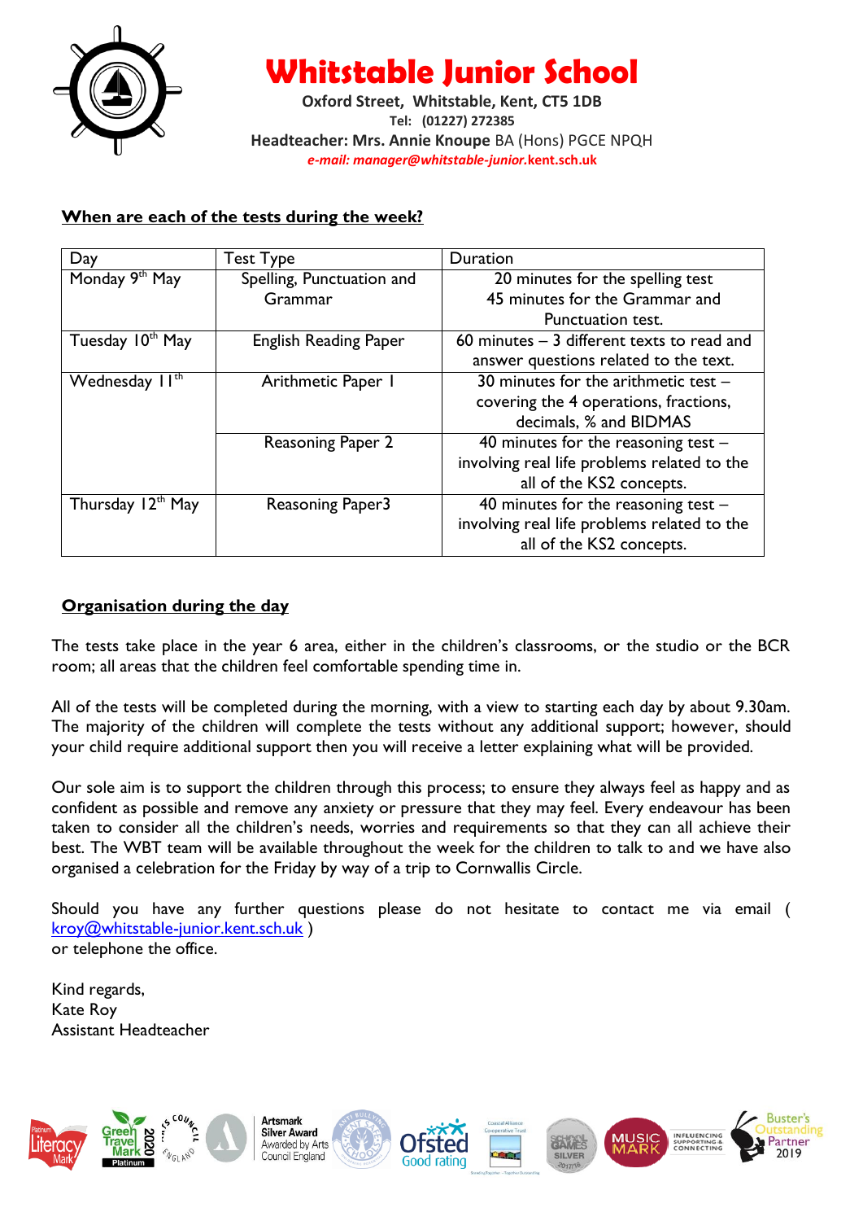# Whitstable Junior School

**Oxford Street, Whitstable, Kent, CT5 1DB**
**Tel: (01227) 272385**
**Headteacher: Mrs. Annie Knoupe** BA (Hons) PGCE NPQH
***e-mail: manager@whitstable-junior.*kent.sch.uk**

## When are each of the tests during the week?

| Day | Test Type | Duration |
|---|---|---|
| Monday 9th May | Spelling, Punctuation and Grammar | 20 minutes for the spelling test<br>45 minutes for the Grammar and Punctuation test. |
| Tuesday 10th May | English Reading Paper | 60 minutes – 3 different texts to read and answer questions related to the text. |
| Wednesday 11th | Arithmetic Paper 1 | 30 minutes for the arithmetic test – covering the 4 operations, fractions, decimals, % and BIDMAS |
| | Reasoning Paper 2 | 40 minutes for the reasoning test – involving real life problems related to the all of the KS2 concepts. |
| Thursday 12th May | Reasoning Paper3 | 40 minutes for the reasoning test – involving real life problems related to the all of the KS2 concepts. |

## Organisation during the day

The tests take place in the year 6 area, either in the children's classrooms, or the studio or the BCR room; all areas that the children feel comfortable spending time in.

All of the tests will be completed during the morning, with a view to starting each day by about 9.30am. The majority of the children will complete the tests without any additional support; however, should your child require additional support then you will receive a letter explaining what will be provided.

Our sole aim is to support the children through this process; to ensure they always feel as happy and as confident as possible and remove any anxiety or pressure that they may feel. Every endeavour has been taken to consider all the children's needs, worries and requirements so that they can all achieve their best. The WBT team will be available throughout the week for the children to talk to and we have also organised a celebration for the Friday by way of a trip to Cornwallis Circle.

Should you have any further questions please do not hesitate to contact me via email ( kroy@whitstable-junior.kent.sch.uk )
or telephone the office.

Kind regards,
Kate Roy
Assistant Headteacher